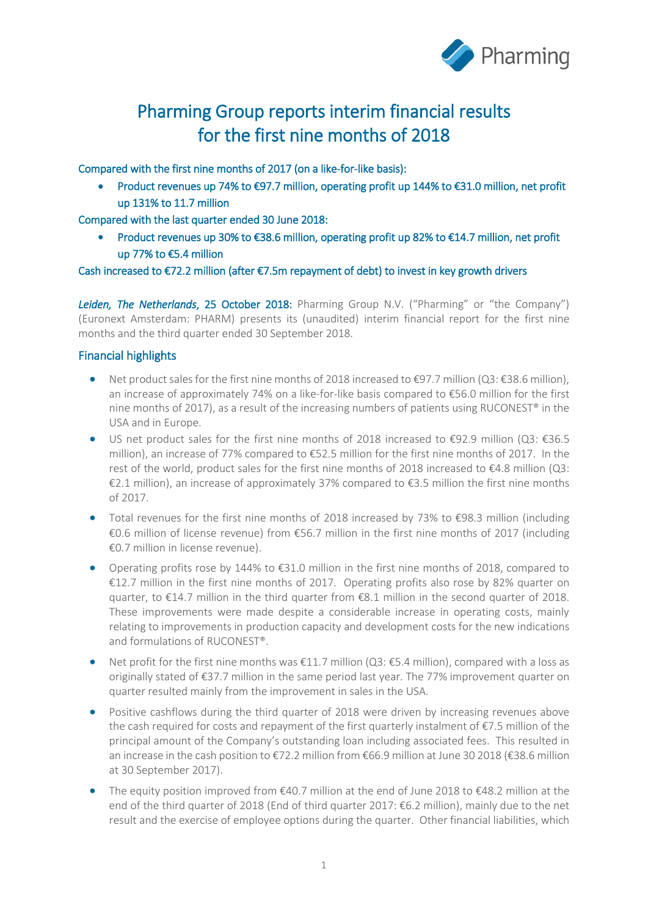# Pharming Group reports interim financial results for the first nine months of 2018

Compared with the first nine months of 2017 (on a like-for-like basis):

- Product revenues up 74% to €97.7 million, operating profit up 144% to €31.0 million, net profit up 131% to 11.7 million

Compared with the last quarter ended 30 June 2018:

- Product revenues up 30% to €38.6 million, operating profit up 82% to €14.7 million, net profit up 77% to €5.4 million

Cash increased to €72.2 million (after €7.5m repayment of debt) to invest in key growth drivers

***Leiden, The Netherlands*, 25 October 2018:** Pharming Group N.V. ("Pharming" or "the Company") (Euronext Amsterdam: PHARM) presents its (unaudited) interim financial report for the first nine months and the third quarter ended 30 September 2018.

## Financial highlights

- Net product sales for the first nine months of 2018 increased to €97.7 million (Q3: €38.6 million), an increase of approximately 74% on a like-for-like basis compared to €56.0 million for the first nine months of 2017), as a result of the increasing numbers of patients using RUCONEST® in the USA and in Europe.
- US net product sales for the first nine months of 2018 increased to €92.9 million (Q3: €36.5 million), an increase of 77% compared to €52.5 million for the first nine months of 2017. In the rest of the world, product sales for the first nine months of 2018 increased to €4.8 million (Q3: €2.1 million), an increase of approximately 37% compared to €3.5 million the first nine months of 2017.
- Total revenues for the first nine months of 2018 increased by 73% to €98.3 million (including €0.6 million of license revenue) from €56.7 million in the first nine months of 2017 (including €0.7 million in license revenue).
- Operating profits rose by 144% to €31.0 million in the first nine months of 2018, compared to €12.7 million in the first nine months of 2017. Operating profits also rose by 82% quarter on quarter, to €14.7 million in the third quarter from €8.1 million in the second quarter of 2018. These improvements were made despite a considerable increase in operating costs, mainly relating to improvements in production capacity and development costs for the new indications and formulations of RUCONEST®.
- Net profit for the first nine months was €11.7 million (Q3: €5.4 million), compared with a loss as originally stated of €37.7 million in the same period last year. The 77% improvement quarter on quarter resulted mainly from the improvement in sales in the USA.
- Positive cashflows during the third quarter of 2018 were driven by increasing revenues above the cash required for costs and repayment of the first quarterly instalment of €7.5 million of the principal amount of the Company's outstanding loan including associated fees. This resulted in an increase in the cash position to €72.2 million from €66.9 million at June 30 2018 (€38.6 million at 30 September 2017).
- The equity position improved from €40.7 million at the end of June 2018 to €48.2 million at the end of the third quarter of 2018 (End of third quarter 2017: €6.2 million), mainly due to the net result and the exercise of employee options during the quarter. Other financial liabilities, which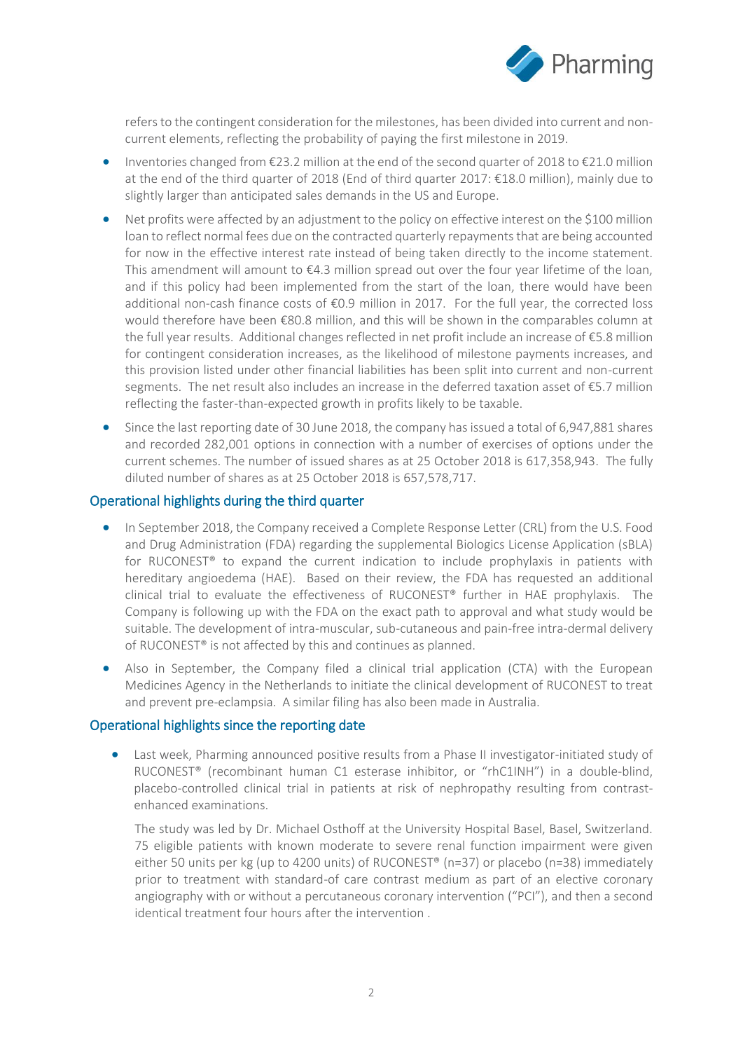refers to the contingent consideration for the milestones, has been divided into current and non-current elements, reflecting the probability of paying the first milestone in 2019.

- Inventories changed from €23.2 million at the end of the second quarter of 2018 to €21.0 million at the end of the third quarter of 2018 (End of third quarter 2017: €18.0 million), mainly due to slightly larger than anticipated sales demands in the US and Europe.
- Net profits were affected by an adjustment to the policy on effective interest on the $100 million loan to reflect normal fees due on the contracted quarterly repayments that are being accounted for now in the effective interest rate instead of being taken directly to the income statement. This amendment will amount to €4.3 million spread out over the four year lifetime of the loan, and if this policy had been implemented from the start of the loan, there would have been additional non-cash finance costs of €0.9 million in 2017. For the full year, the corrected loss would therefore have been €80.8 million, and this will be shown in the comparables column at the full year results. Additional changes reflected in net profit include an increase of €5.8 million for contingent consideration increases, as the likelihood of milestone payments increases, and this provision listed under other financial liabilities has been split into current and non-current segments. The net result also includes an increase in the deferred taxation asset of €5.7 million reflecting the faster-than-expected growth in profits likely to be taxable.
- Since the last reporting date of 30 June 2018, the company has issued a total of 6,947,881 shares and recorded 282,001 options in connection with a number of exercises of options under the current schemes. The number of issued shares as at 25 October 2018 is 617,358,943. The fully diluted number of shares as at 25 October 2018 is 657,578,717.

## Operational highlights during the third quarter

- In September 2018, the Company received a Complete Response Letter (CRL) from the U.S. Food and Drug Administration (FDA) regarding the supplemental Biologics License Application (sBLA) for RUCONEST® to expand the current indication to include prophylaxis in patients with hereditary angioedema (HAE). Based on their review, the FDA has requested an additional clinical trial to evaluate the effectiveness of RUCONEST® further in HAE prophylaxis. The Company is following up with the FDA on the exact path to approval and what study would be suitable. The development of intra-muscular, sub-cutaneous and pain-free intra-dermal delivery of RUCONEST® is not affected by this and continues as planned.
- Also in September, the Company filed a clinical trial application (CTA) with the European Medicines Agency in the Netherlands to initiate the clinical development of RUCONEST to treat and prevent pre-eclampsia. A similar filing has also been made in Australia.

## Operational highlights since the reporting date

- Last week, Pharming announced positive results from a Phase II investigator-initiated study of RUCONEST® (recombinant human C1 esterase inhibitor, or "rhC1INH") in a double-blind, placebo-controlled clinical trial in patients at risk of nephropathy resulting from contrast-enhanced examinations.

  The study was led by Dr. Michael Osthoff at the University Hospital Basel, Basel, Switzerland. 75 eligible patients with known moderate to severe renal function impairment were given either 50 units per kg (up to 4200 units) of RUCONEST® (n=37) or placebo (n=38) immediately prior to treatment with standard-of care contrast medium as part of an elective coronary angiography with or without a percutaneous coronary intervention ("PCI"), and then a second identical treatment four hours after the intervention .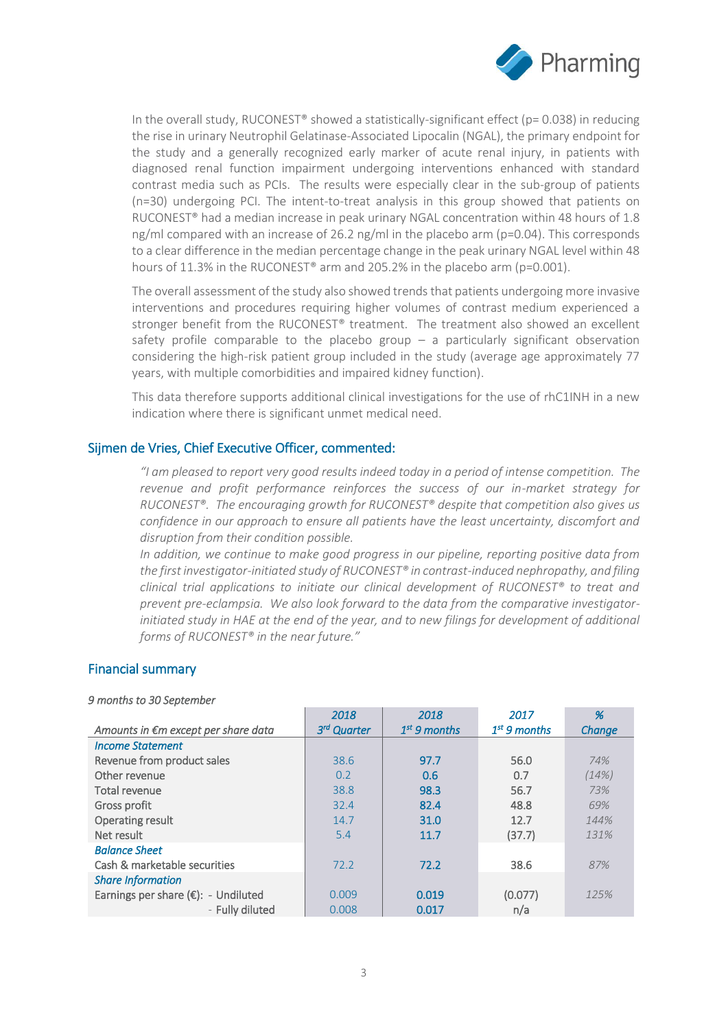In the overall study, RUCONEST® showed a statistically-significant effect ($p = 0.038$) in reducing the rise in urinary Neutrophil Gelatinase-Associated Lipocalin (NGAL), the primary endpoint for the study and a generally recognized early marker of acute renal injury, in patients with diagnosed renal function impairment undergoing interventions enhanced with standard contrast media such as PCIs. The results were especially clear in the sub-group of patients (n=30) undergoing PCI. The intent-to-treat analysis in this group showed that patients on RUCONEST® had a median increase in peak urinary NGAL concentration within 48 hours of 1.8 ng/ml compared with an increase of 26.2 ng/ml in the placebo arm ($p=0.04$). This corresponds to a clear difference in the median percentage change in the peak urinary NGAL level within 48 hours of 11.3% in the RUCONEST® arm and 205.2% in the placebo arm ($p=0.001$).

The overall assessment of the study also showed trends that patients undergoing more invasive interventions and procedures requiring higher volumes of contrast medium experienced a stronger benefit from the RUCONEST® treatment. The treatment also showed an excellent safety profile comparable to the placebo group – a particularly significant observation considering the high-risk patient group included in the study (average age approximately 77 years, with multiple comorbidities and impaired kidney function).

This data therefore supports additional clinical investigations for the use of rhC1INH in a new indication where there is significant unmet medical need.

## Sijmen de Vries, Chief Executive Officer, commented:

*"I am pleased to report very good results indeed today in a period of intense competition. The revenue and profit performance reinforces the success of our in-market strategy for RUCONEST®. The encouraging growth for RUCONEST® despite that competition also gives us confidence in our approach to ensure all patients have the least uncertainty, discomfort and disruption from their condition possible.*

*In addition, we continue to make good progress in our pipeline, reporting positive data from the first investigator-initiated study of RUCONEST® in contrast-induced nephropathy, and filing clinical trial applications to initiate our clinical development of RUCONEST® to treat and prevent pre-eclampsia. We also look forward to the data from the comparative investigator-initiated study in HAE at the end of the year, and to new filings for development of additional forms of RUCONEST® in the near future."*

## Financial summary

*9 months to 30 September*

| *Amounts in €m except per share data* | *2018 3rd Quarter* | *2018 1st 9 months* | *2017 1st 9 months* | *% Change* |
|---|---|---|---|---|
| ***Income Statement*** | | | | |
| Revenue from product sales | 38.6 | **97.7** | 56.0 | *74%* |
| Other revenue | 0.2 | **0.6** | 0.7 | *(14%)* |
| Total revenue | 38.8 | **98.3** | 56.7 | *73%* |
| Gross profit | 32.4 | **82.4** | 48.8 | *69%* |
| Operating result | 14.7 | **31.0** | 12.7 | *144%* |
| Net result | 5.4 | **11.7** | (37.7) | *131%* |
| ***Balance Sheet*** | | | | |
| Cash & marketable securities | 72.2 | **72.2** | 38.6 | *87%* |
| ***Share Information*** | | | | |
| Earnings per share (€): - Undiluted | 0.009 | **0.019** | (0.077) | *125%* |
| - Fully diluted | 0.008 | **0.017** | n/a | |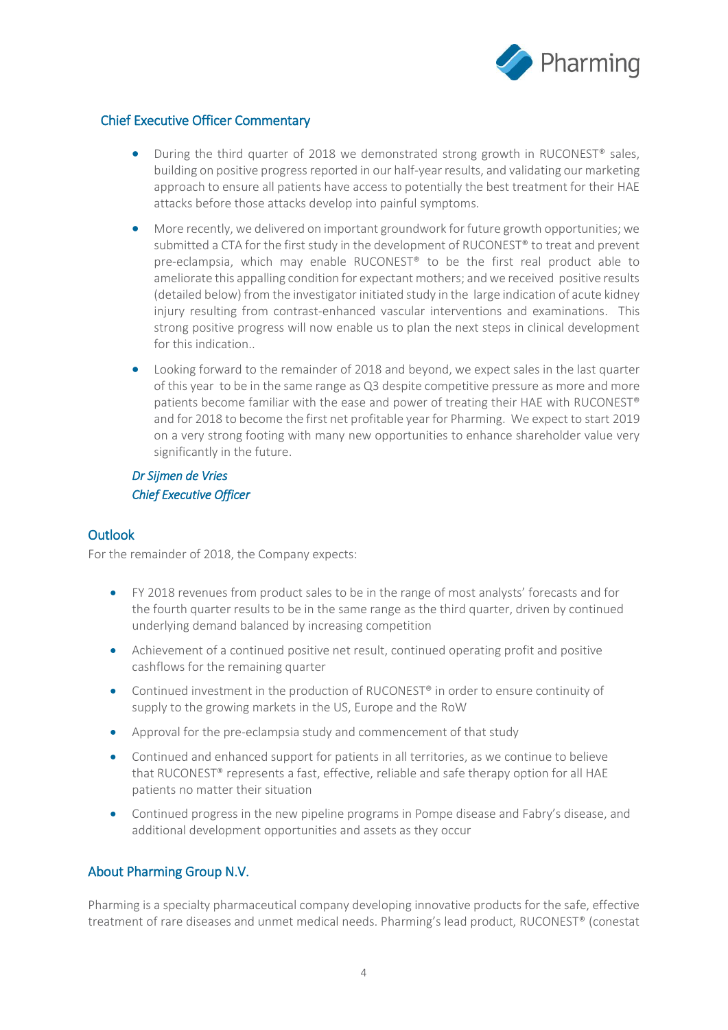## Chief Executive Officer Commentary

- During the third quarter of 2018 we demonstrated strong growth in RUCONEST® sales, building on positive progress reported in our half-year results, and validating our marketing approach to ensure all patients have access to potentially the best treatment for their HAE attacks before those attacks develop into painful symptoms.
- More recently, we delivered on important groundwork for future growth opportunities; we submitted a CTA for the first study in the development of RUCONEST® to treat and prevent pre-eclampsia, which may enable RUCONEST® to be the first real product able to ameliorate this appalling condition for expectant mothers; and we received positive results (detailed below) from the investigator initiated study in the large indication of acute kidney injury resulting from contrast-enhanced vascular interventions and examinations. This strong positive progress will now enable us to plan the next steps in clinical development for this indication..
- Looking forward to the remainder of 2018 and beyond, we expect sales in the last quarter of this year to be in the same range as Q3 despite competitive pressure as more and more patients become familiar with the ease and power of treating their HAE with RUCONEST® and for 2018 to become the first net profitable year for Pharming. We expect to start 2019 on a very strong footing with many new opportunities to enhance shareholder value very significantly in the future.

*Dr Sijmen de Vries*
*Chief Executive Officer*

## Outlook

For the remainder of 2018, the Company expects:

- FY 2018 revenues from product sales to be in the range of most analysts' forecasts and for the fourth quarter results to be in the same range as the third quarter, driven by continued underlying demand balanced by increasing competition
- Achievement of a continued positive net result, continued operating profit and positive cashflows for the remaining quarter
- Continued investment in the production of RUCONEST® in order to ensure continuity of supply to the growing markets in the US, Europe and the RoW
- Approval for the pre-eclampsia study and commencement of that study
- Continued and enhanced support for patients in all territories, as we continue to believe that RUCONEST® represents a fast, effective, reliable and safe therapy option for all HAE patients no matter their situation
- Continued progress in the new pipeline programs in Pompe disease and Fabry's disease, and additional development opportunities and assets as they occur

## About Pharming Group N.V.

Pharming is a specialty pharmaceutical company developing innovative products for the safe, effective treatment of rare diseases and unmet medical needs. Pharming's lead product, RUCONEST® (conestat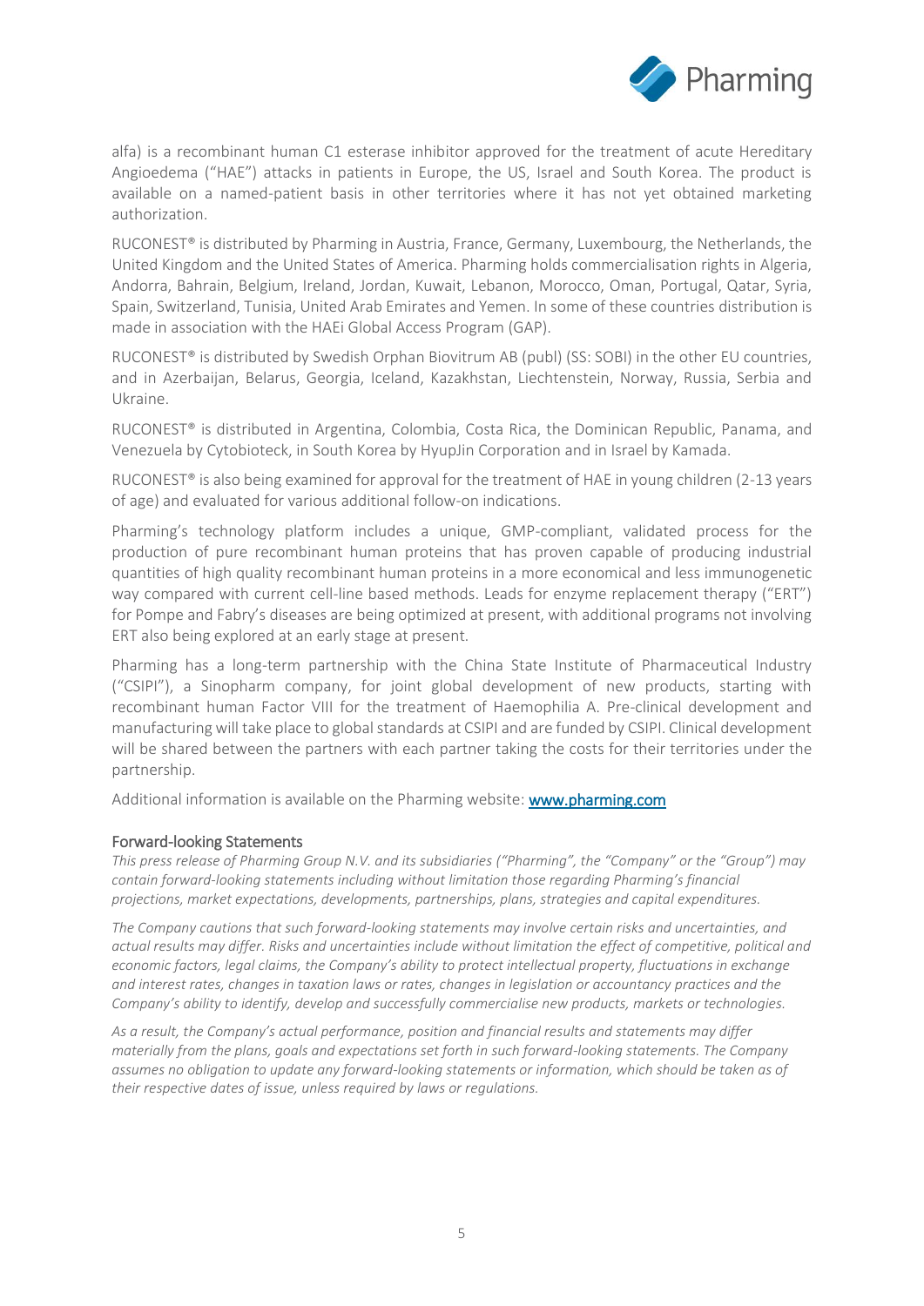alfa) is a recombinant human C1 esterase inhibitor approved for the treatment of acute Hereditary Angioedema ("HAE") attacks in patients in Europe, the US, Israel and South Korea. The product is available on a named-patient basis in other territories where it has not yet obtained marketing authorization.

RUCONEST® is distributed by Pharming in Austria, France, Germany, Luxembourg, the Netherlands, the United Kingdom and the United States of America. Pharming holds commercialisation rights in Algeria, Andorra, Bahrain, Belgium, Ireland, Jordan, Kuwait, Lebanon, Morocco, Oman, Portugal, Qatar, Syria, Spain, Switzerland, Tunisia, United Arab Emirates and Yemen. In some of these countries distribution is made in association with the HAEi Global Access Program (GAP).

RUCONEST® is distributed by Swedish Orphan Biovitrum AB (publ) (SS: SOBI) in the other EU countries, and in Azerbaijan, Belarus, Georgia, Iceland, Kazakhstan, Liechtenstein, Norway, Russia, Serbia and Ukraine.

RUCONEST® is distributed in Argentina, Colombia, Costa Rica, the Dominican Republic, Panama, and Venezuela by Cytobioteck, in South Korea by HyupJin Corporation and in Israel by Kamada.

RUCONEST® is also being examined for approval for the treatment of HAE in young children (2-13 years of age) and evaluated for various additional follow-on indications.

Pharming's technology platform includes a unique, GMP-compliant, validated process for the production of pure recombinant human proteins that has proven capable of producing industrial quantities of high quality recombinant human proteins in a more economical and less immunogenetic way compared with current cell-line based methods. Leads for enzyme replacement therapy ("ERT") for Pompe and Fabry's diseases are being optimized at present, with additional programs not involving ERT also being explored at an early stage at present.

Pharming has a long-term partnership with the China State Institute of Pharmaceutical Industry ("CSIPI"), a Sinopharm company, for joint global development of new products, starting with recombinant human Factor VIII for the treatment of Haemophilia A. Pre-clinical development and manufacturing will take place to global standards at CSIPI and are funded by CSIPI. Clinical development will be shared between the partners with each partner taking the costs for their territories under the partnership.

Additional information is available on the Pharming website: [www.pharming.com](http://www.pharming.com)

### Forward-looking Statements

*This press release of Pharming Group N.V. and its subsidiaries ("Pharming", the "Company" or the "Group") may contain forward-looking statements including without limitation those regarding Pharming's financial projections, market expectations, developments, partnerships, plans, strategies and capital expenditures.*

*The Company cautions that such forward-looking statements may involve certain risks and uncertainties, and actual results may differ. Risks and uncertainties include without limitation the effect of competitive, political and economic factors, legal claims, the Company's ability to protect intellectual property, fluctuations in exchange and interest rates, changes in taxation laws or rates, changes in legislation or accountancy practices and the Company's ability to identify, develop and successfully commercialise new products, markets or technologies.*

*As a result, the Company's actual performance, position and financial results and statements may differ materially from the plans, goals and expectations set forth in such forward-looking statements. The Company assumes no obligation to update any forward-looking statements or information, which should be taken as of their respective dates of issue, unless required by laws or regulations.*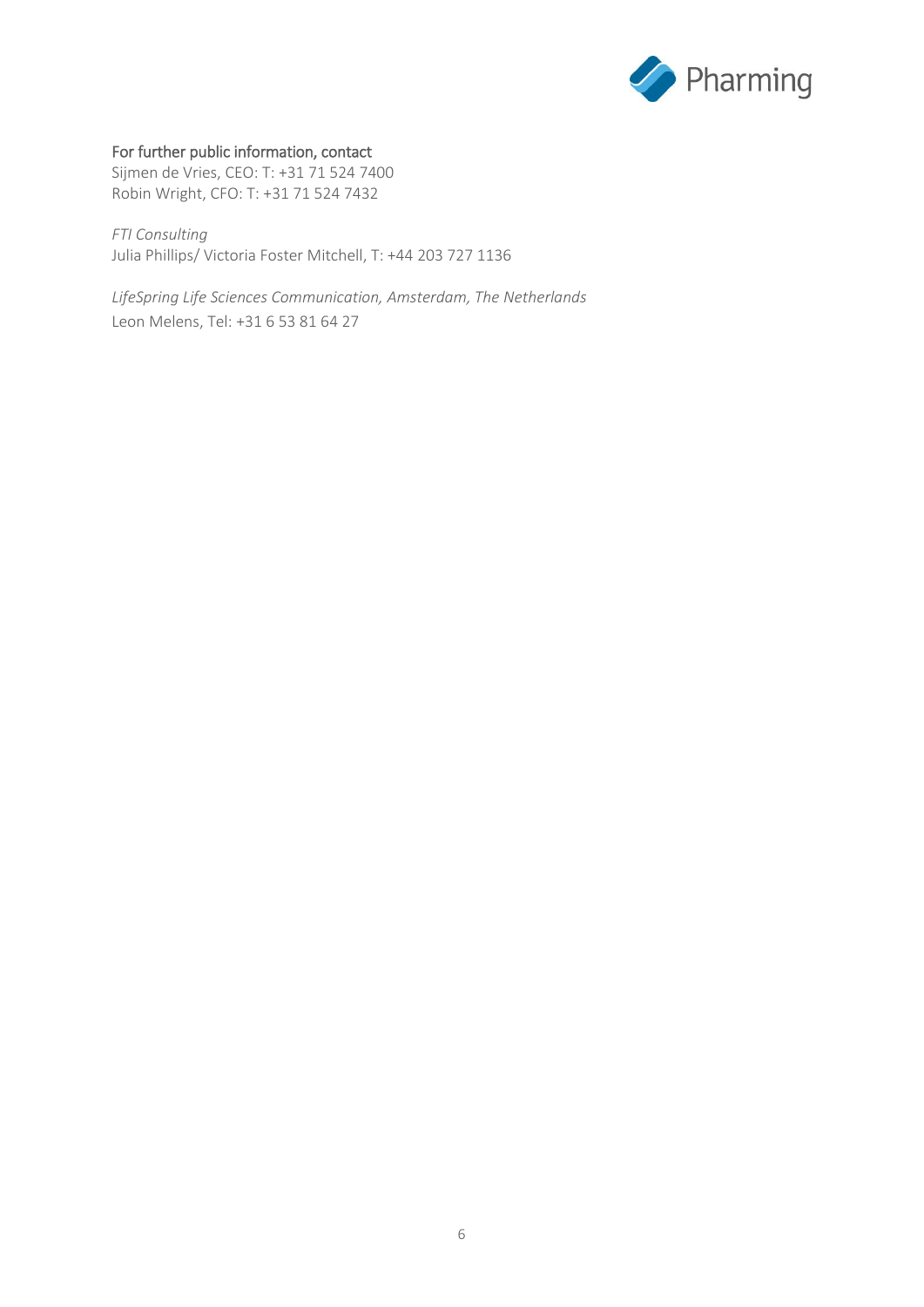## For further public information, contact

Sijmen de Vries, CEO: T: +31 71 524 7400
Robin Wright, CFO: T: +31 71 524 7432

*FTI Consulting*
Julia Phillips/ Victoria Foster Mitchell, T: +44 203 727 1136

*LifeSpring Life Sciences Communication, Amsterdam, The Netherlands*
Leon Melens, Tel: +31 6 53 81 64 27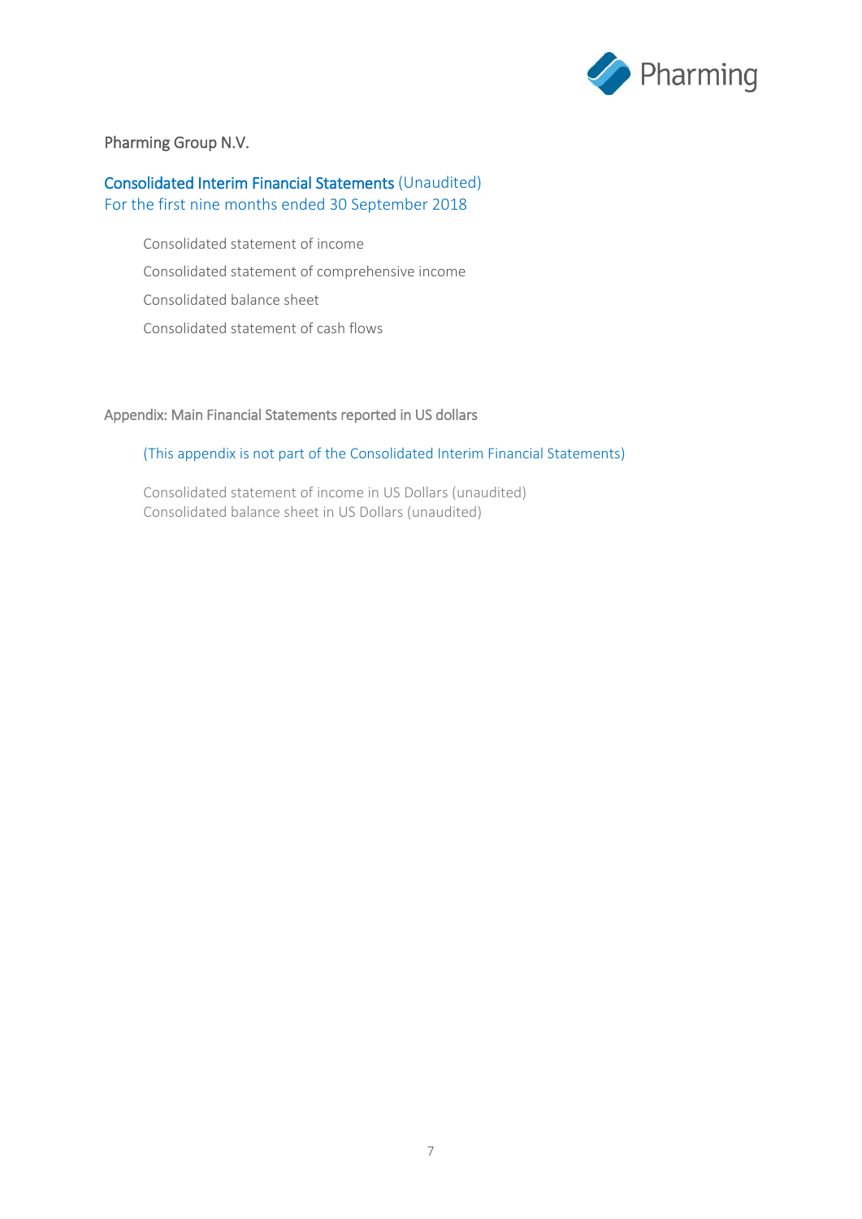Pharming Group N.V.

## Consolidated Interim Financial Statements (Unaudited)
For the first nine months ended 30 September 2018

- Consolidated statement of income
- Consolidated statement of comprehensive income
- Consolidated balance sheet
- Consolidated statement of cash flows

## Appendix: Main Financial Statements reported in US dollars

(This appendix is not part of the Consolidated Interim Financial Statements)

Consolidated statement of income in US Dollars (unaudited)
Consolidated balance sheet in US Dollars (unaudited)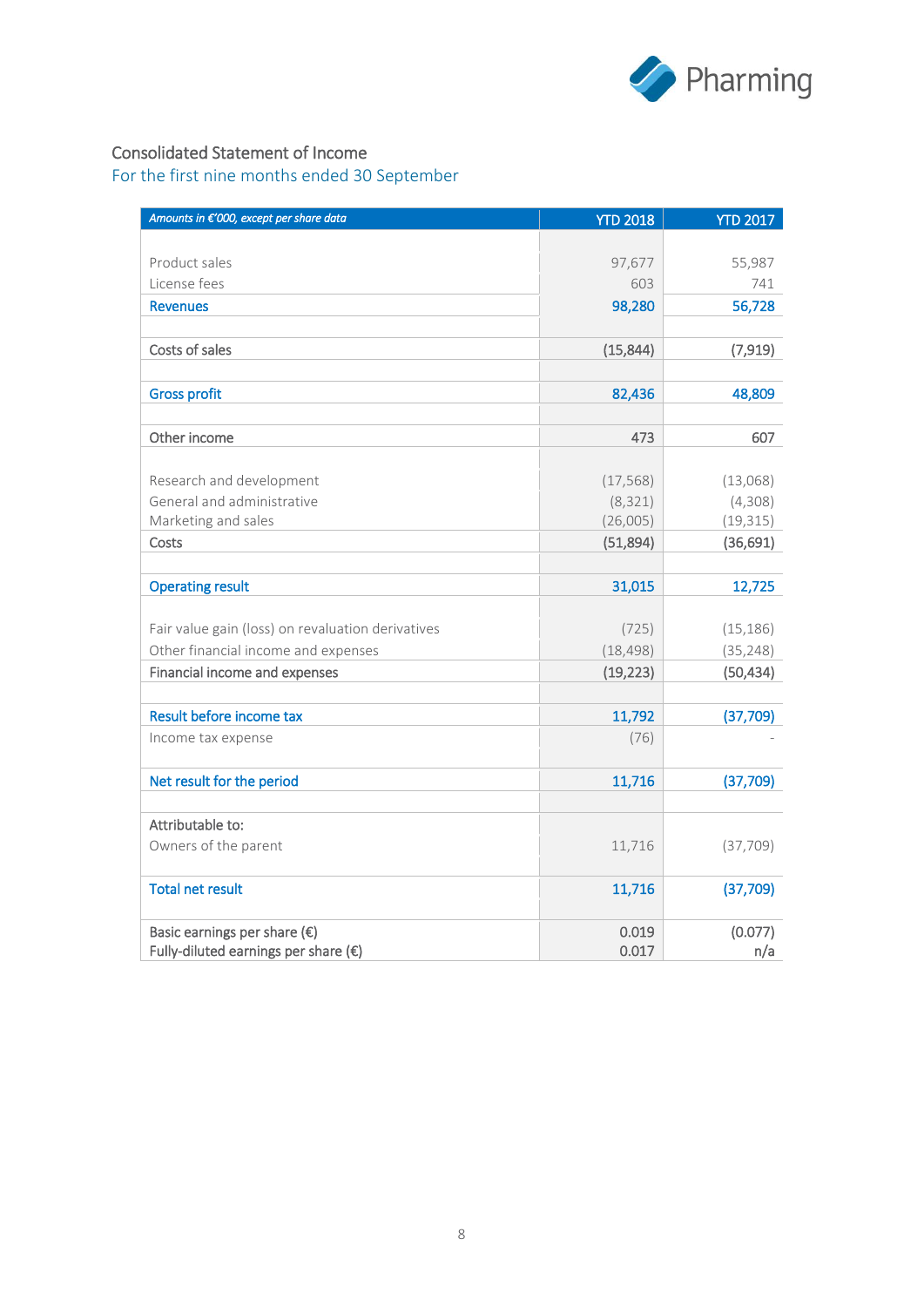## Consolidated Statement of Income

### For the first nine months ended 30 September

| *Amounts in €'000, except per share data* | YTD 2018 | YTD 2017 |
|---|---|---|
| Product sales | 97,677 | 55,987 |
| License fees | 603 | 741 |
| **Revenues** | **98,280** | **56,728** |
| Costs of sales | (15,844) | (7,919) |
| **Gross profit** | **82,436** | **48,809** |
| Other income | 473 | 607 |
| Research and development | (17,568) | (13,068) |
| General and administrative | (8,321) | (4,308) |
| Marketing and sales | (26,005) | (19,315) |
| Costs | (51,894) | (36,691) |
| **Operating result** | **31,015** | **12,725** |
| Fair value gain (loss) on revaluation derivatives | (725) | (15,186) |
| Other financial income and expenses | (18,498) | (35,248) |
| Financial income and expenses | (19,223) | (50,434) |
| **Result before income tax** | **11,792** | **(37,709)** |
| Income tax expense | (76) | - |
| **Net result for the period** | **11,716** | **(37,709)** |
| Attributable to: | | |
| Owners of the parent | 11,716 | (37,709) |
| **Total net result** | **11,716** | **(37,709)** |
| Basic earnings per share (€) | 0.019 | (0.077) |
| Fully-diluted earnings per share (€) | 0.017 | n/a |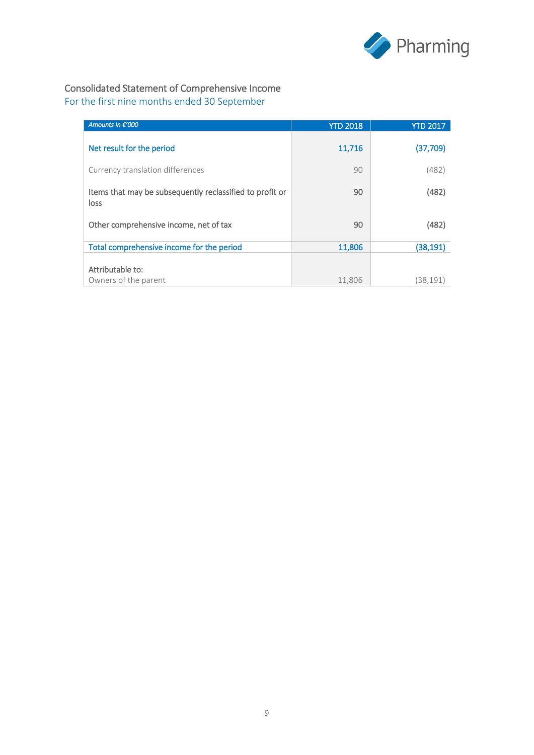## Consolidated Statement of Comprehensive Income

For the first nine months ended 30 September

| *Amounts in €'000* | YTD 2018 | YTD 2017 |
|---|---|---|
| Net result for the period | 11,716 | (37,709) |
| Currency translation differences | 90 | (482) |
| Items that may be subsequently reclassified to profit or loss | 90 | (482) |
| Other comprehensive income, net of tax | 90 | (482) |
| Total comprehensive income for the period | 11,806 | (38,191) |
| Attributable to: | | |
| Owners of the parent | 11,806 | (38,191) |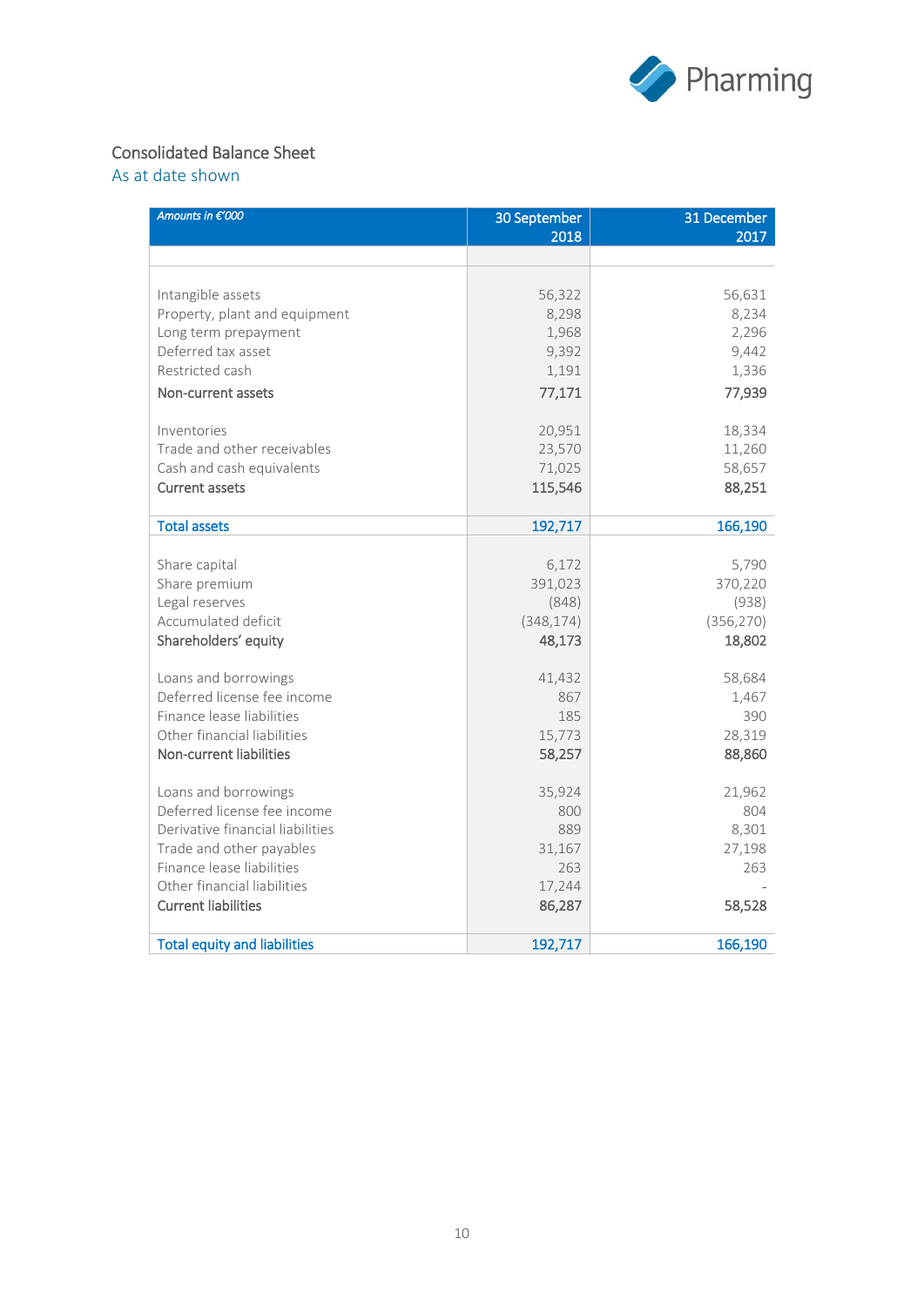## Consolidated Balance Sheet

As at date shown

| *Amounts in €'000* | 30 September 2018 | 31 December 2017 |
|---|---|---|
| | | |
| Intangible assets | 56,322 | 56,631 |
| Property, plant and equipment | 8,298 | 8,234 |
| Long term prepayment | 1,968 | 2,296 |
| Deferred tax asset | 9,392 | 9,442 |
| Restricted cash | 1,191 | 1,336 |
| **Non-current assets** | **77,171** | **77,939** |
| | | |
| Inventories | 20,951 | 18,334 |
| Trade and other receivables | 23,570 | 11,260 |
| Cash and cash equivalents | 71,025 | 58,657 |
| **Current assets** | **115,546** | **88,251** |
| | | |
| **Total assets** | **192,717** | **166,190** |
| | | |
| Share capital | 6,172 | 5,790 |
| Share premium | 391,023 | 370,220 |
| Legal reserves | (848) | (938) |
| Accumulated deficit | (348,174) | (356,270) |
| **Shareholders' equity** | **48,173** | **18,802** |
| | | |
| Loans and borrowings | 41,432 | 58,684 |
| Deferred license fee income | 867 | 1,467 |
| Finance lease liabilities | 185 | 390 |
| Other financial liabilities | 15,773 | 28,319 |
| **Non-current liabilities** | **58,257** | **88,860** |
| | | |
| Loans and borrowings | 35,924 | 21,962 |
| Deferred license fee income | 800 | 804 |
| Derivative financial liabilities | 889 | 8,301 |
| Trade and other payables | 31,167 | 27,198 |
| Finance lease liabilities | 263 | 263 |
| Other financial liabilities | 17,244 | - |
| **Current liabilities** | **86,287** | **58,528** |
| | | |
| **Total equity and liabilities** | **192,717** | **166,190** |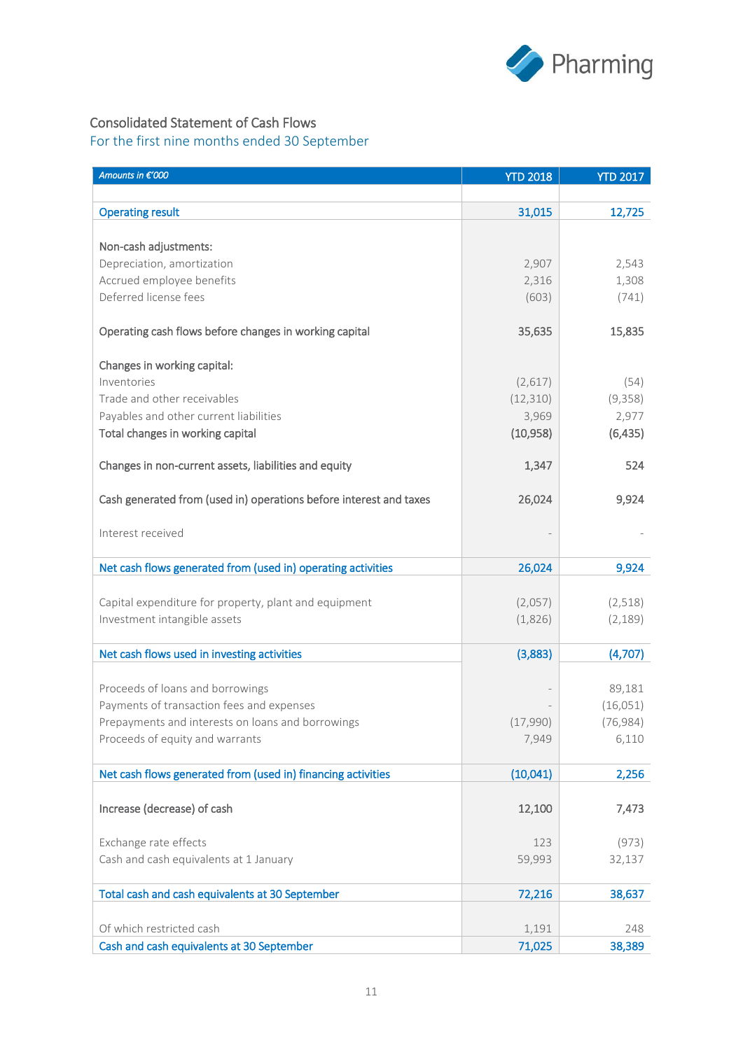## Consolidated Statement of Cash Flows

### For the first nine months ended 30 September

| *Amounts in €'000* | YTD 2018 | YTD 2017 |
|---|---|---|
| **Operating result** | **31,015** | **12,725** |
| **Non-cash adjustments:** | | |
| Depreciation, amortization | 2,907 | 2,543 |
| Accrued employee benefits | 2,316 | 1,308 |
| Deferred license fees | (603) | (741) |
| **Operating cash flows before changes in working capital** | **35,635** | **15,835** |
| **Changes in working capital:** | | |
| Inventories | (2,617) | (54) |
| Trade and other receivables | (12,310) | (9,358) |
| Payables and other current liabilities | 3,969 | 2,977 |
| **Total changes in working capital** | **(10,958)** | **(6,435)** |
| **Changes in non-current assets, liabilities and equity** | **1,347** | **524** |
| **Cash generated from (used in) operations before interest and taxes** | **26,024** | **9,924** |
| Interest received | - | - |
| **Net cash flows generated from (used in) operating activities** | **26,024** | **9,924** |
| Capital expenditure for property, plant and equipment | (2,057) | (2,518) |
| Investment intangible assets | (1,826) | (2,189) |
| **Net cash flows used in investing activities** | **(3,883)** | **(4,707)** |
| Proceeds of loans and borrowings | - | 89,181 |
| Payments of transaction fees and expenses | - | (16,051) |
| Prepayments and interests on loans and borrowings | (17,990) | (76,984) |
| Proceeds of equity and warrants | 7,949 | 6,110 |
| **Net cash flows generated from (used in) financing activities** | **(10,041)** | **2,256** |
| **Increase (decrease) of cash** | **12,100** | **7,473** |
| Exchange rate effects | 123 | (973) |
| Cash and cash equivalents at 1 January | 59,993 | 32,137 |
| **Total cash and cash equivalents at 30 September** | **72,216** | **38,637** |
| Of which restricted cash | 1,191 | 248 |
| **Cash and cash equivalents at 30 September** | **71,025** | **38,389** |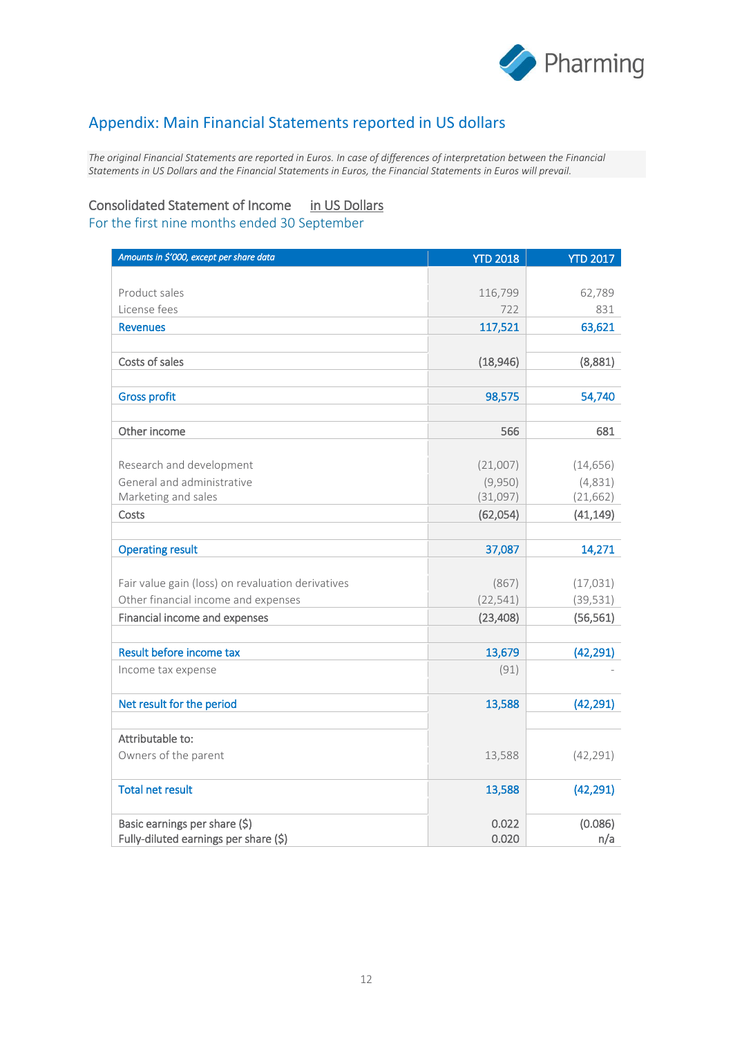## Appendix: Main Financial Statements reported in US dollars

*The original Financial Statements are reported in Euros. In case of differences of interpretation between the Financial Statements in US Dollars and the Financial Statements in Euros, the Financial Statements in Euros will prevail.*

### Consolidated Statement of Income in US Dollars

For the first nine months ended 30 September

| *Amounts in $'000, except per share data* | YTD 2018 | YTD 2017 |
|---|---|---|
| Product sales | 116,799 | 62,789 |
| License fees | 722 | 831 |
| **Revenues** | **117,521** | **63,621** |
| Costs of sales | (18,946) | (8,881) |
| **Gross profit** | **98,575** | **54,740** |
| Other income | 566 | 681 |
| Research and development | (21,007) | (14,656) |
| General and administrative | (9,950) | (4,831) |
| Marketing and sales | (31,097) | (21,662) |
| Costs | (62,054) | (41,149) |
| **Operating result** | **37,087** | **14,271** |
| Fair value gain (loss) on revaluation derivatives | (867) | (17,031) |
| Other financial income and expenses | (22,541) | (39,531) |
| Financial income and expenses | (23,408) | (56,561) |
| **Result before income tax** | **13,679** | **(42,291)** |
| Income tax expense | (91) | - |
| **Net result for the period** | **13,588** | **(42,291)** |
| Attributable to: | | |
| Owners of the parent | 13,588 | (42,291) |
| **Total net result** | **13,588** | **(42,291)** |
| Basic earnings per share ($) | 0.022 | (0.086) |
| Fully-diluted earnings per share ($) | 0.020 | n/a |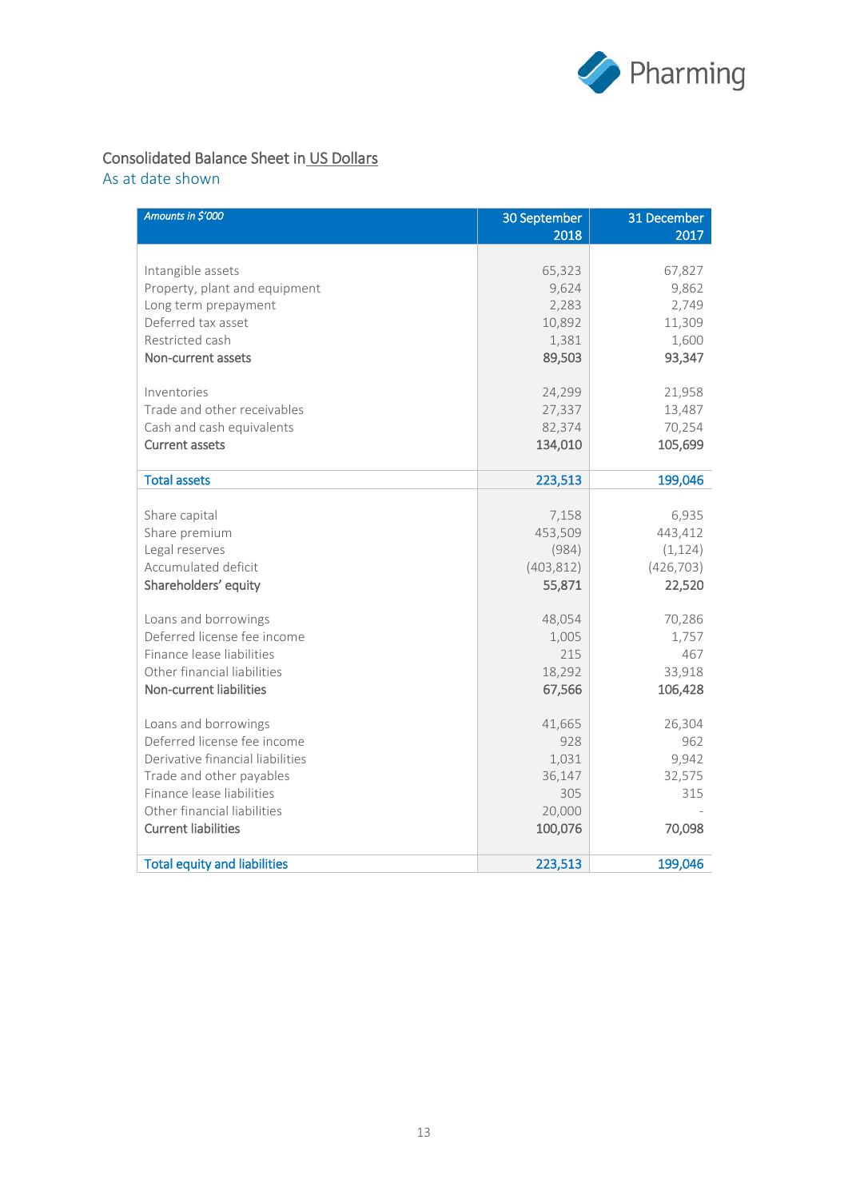## Consolidated Balance Sheet in US Dollars

As at date shown

| *Amounts in $'000* | 30 September 2018 | 31 December 2017 |
|---|---|---|
| Intangible assets | 65,323 | 67,827 |
| Property, plant and equipment | 9,624 | 9,862 |
| Long term prepayment | 2,283 | 2,749 |
| Deferred tax asset | 10,892 | 11,309 |
| Restricted cash | 1,381 | 1,600 |
| **Non-current assets** | **89,503** | **93,347** |
| Inventories | 24,299 | 21,958 |
| Trade and other receivables | 27,337 | 13,487 |
| Cash and cash equivalents | 82,374 | 70,254 |
| **Current assets** | **134,010** | **105,699** |
| **Total assets** | **223,513** | **199,046** |
| Share capital | 7,158 | 6,935 |
| Share premium | 453,509 | 443,412 |
| Legal reserves | (984) | (1,124) |
| Accumulated deficit | (403,812) | (426,703) |
| **Shareholders' equity** | **55,871** | **22,520** |
| Loans and borrowings | 48,054 | 70,286 |
| Deferred license fee income | 1,005 | 1,757 |
| Finance lease liabilities | 215 | 467 |
| Other financial liabilities | 18,292 | 33,918 |
| **Non-current liabilities** | **67,566** | **106,428** |
| Loans and borrowings | 41,665 | 26,304 |
| Deferred license fee income | 928 | 962 |
| Derivative financial liabilities | 1,031 | 9,942 |
| Trade and other payables | 36,147 | 32,575 |
| Finance lease liabilities | 305 | 315 |
| Other financial liabilities | 20,000 | - |
| **Current liabilities** | **100,076** | **70,098** |
| **Total equity and liabilities** | **223,513** | **199,046** |